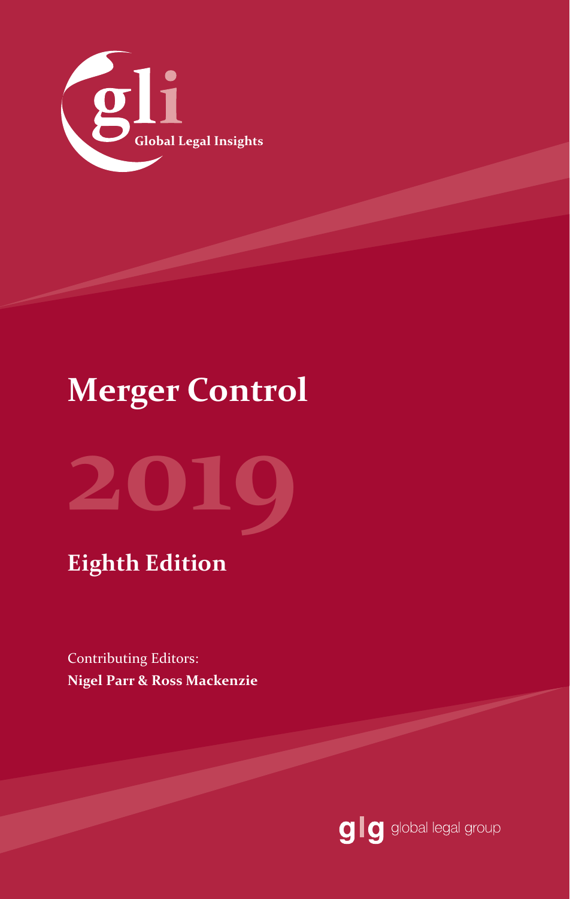**gli** Global Legal Insights

# Merger Control

# 2019

## Eighth Edition

Contributing Editors:
**Nigel Parr & Ross Mackenzie**

glg global legal group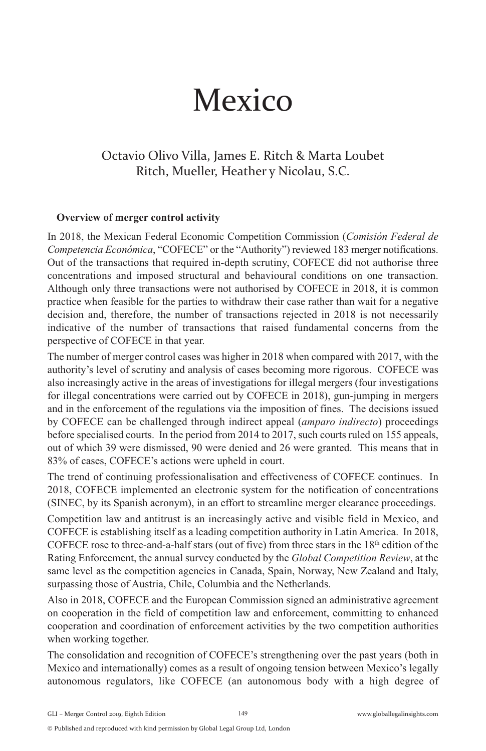# Mexico

Octavio Olivo Villa, James E. Ritch & Marta Loubet
Ritch, Mueller, Heather y Nicolau, S.C.

**Overview of merger control activity**

In 2018, the Mexican Federal Economic Competition Commission (*Comisión Federal de Competencia Económica*, "COFECE" or the "Authority") reviewed 183 merger notifications. Out of the transactions that required in-depth scrutiny, COFECE did not authorise three concentrations and imposed structural and behavioural conditions on one transaction. Although only three transactions were not authorised by COFECE in 2018, it is common practice when feasible for the parties to withdraw their case rather than wait for a negative decision and, therefore, the number of transactions rejected in 2018 is not necessarily indicative of the number of transactions that raised fundamental concerns from the perspective of COFECE in that year.

The number of merger control cases was higher in 2018 when compared with 2017, with the authority's level of scrutiny and analysis of cases becoming more rigorous. COFECE was also increasingly active in the areas of investigations for illegal mergers (four investigations for illegal concentrations were carried out by COFECE in 2018), gun-jumping in mergers and in the enforcement of the regulations via the imposition of fines. The decisions issued by COFECE can be challenged through indirect appeal (*amparo indirecto*) proceedings before specialised courts. In the period from 2014 to 2017, such courts ruled on 155 appeals, out of which 39 were dismissed, 90 were denied and 26 were granted. This means that in 83% of cases, COFECE's actions were upheld in court.

The trend of continuing professionalisation and effectiveness of COFECE continues. In 2018, COFECE implemented an electronic system for the notification of concentrations (SINEC, by its Spanish acronym), in an effort to streamline merger clearance proceedings.

Competition law and antitrust is an increasingly active and visible field in Mexico, and COFECE is establishing itself as a leading competition authority in Latin America. In 2018, COFECE rose to three-and-a-half stars (out of five) from three stars in the 18th edition of the Rating Enforcement, the annual survey conducted by the *Global Competition Review*, at the same level as the competition agencies in Canada, Spain, Norway, New Zealand and Italy, surpassing those of Austria, Chile, Columbia and the Netherlands.

Also in 2018, COFECE and the European Commission signed an administrative agreement on cooperation in the field of competition law and enforcement, committing to enhanced cooperation and coordination of enforcement activities by the two competition authorities when working together.

The consolidation and recognition of COFECE's strengthening over the past years (both in Mexico and internationally) comes as a result of ongoing tension between Mexico's legally autonomous regulators, like COFECE (an autonomous body with a high degree of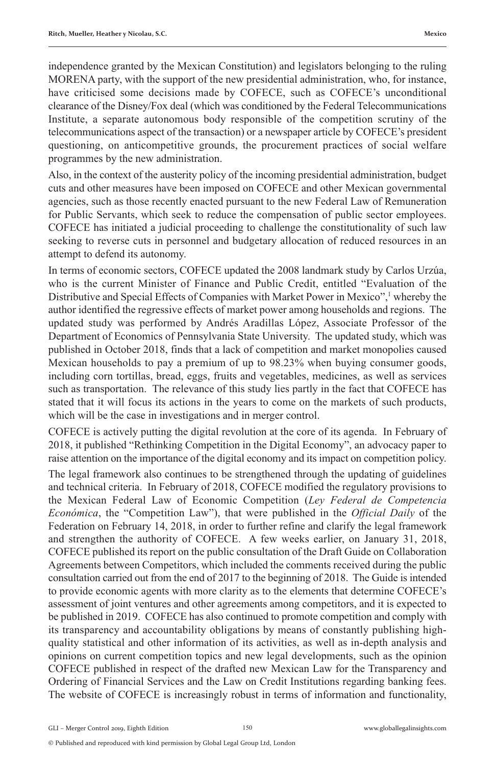independence granted by the Mexican Constitution) and legislators belonging to the ruling MORENA party, with the support of the new presidential administration, who, for instance, have criticised some decisions made by COFECE, such as COFECE's unconditional clearance of the Disney/Fox deal (which was conditioned by the Federal Telecommunications Institute, a separate autonomous body responsible of the competition scrutiny of the telecommunications aspect of the transaction) or a newspaper article by COFECE's president questioning, on anticompetitive grounds, the procurement practices of social welfare programmes by the new administration.

Also, in the context of the austerity policy of the incoming presidential administration, budget cuts and other measures have been imposed on COFECE and other Mexican governmental agencies, such as those recently enacted pursuant to the new Federal Law of Remuneration for Public Servants, which seek to reduce the compensation of public sector employees. COFECE has initiated a judicial proceeding to challenge the constitutionality of such law seeking to reverse cuts in personnel and budgetary allocation of reduced resources in an attempt to defend its autonomy.

In terms of economic sectors, COFECE updated the 2008 landmark study by Carlos Urzúa, who is the current Minister of Finance and Public Credit, entitled "Evaluation of the Distributive and Special Effects of Companies with Market Power in Mexico",[1] whereby the author identified the regressive effects of market power among households and regions. The updated study was performed by Andrés Aradillas López, Associate Professor of the Department of Economics of Pennsylvania State University. The updated study, which was published in October 2018, finds that a lack of competition and market monopolies caused Mexican households to pay a premium of up to 98.23% when buying consumer goods, including corn tortillas, bread, eggs, fruits and vegetables, medicines, as well as services such as transportation. The relevance of this study lies partly in the fact that COFECE has stated that it will focus its actions in the years to come on the markets of such products, which will be the case in investigations and in merger control.

COFECE is actively putting the digital revolution at the core of its agenda. In February of 2018, it published "Rethinking Competition in the Digital Economy", an advocacy paper to raise attention on the importance of the digital economy and its impact on competition policy.

The legal framework also continues to be strengthened through the updating of guidelines and technical criteria. In February of 2018, COFECE modified the regulatory provisions to the Mexican Federal Law of Economic Competition (*Ley Federal de Competencia Económica*, the "Competition Law"), that were published in the *Official Daily* of the Federation on February 14, 2018, in order to further refine and clarify the legal framework and strengthen the authority of COFECE. A few weeks earlier, on January 31, 2018, COFECE published its report on the public consultation of the Draft Guide on Collaboration Agreements between Competitors, which included the comments received during the public consultation carried out from the end of 2017 to the beginning of 2018. The Guide is intended to provide economic agents with more clarity as to the elements that determine COFECE's assessment of joint ventures and other agreements among competitors, and it is expected to be published in 2019. COFECE has also continued to promote competition and comply with its transparency and accountability obligations by means of constantly publishing high-quality statistical and other information of its activities, as well as in-depth analysis and opinions on current competition topics and new legal developments, such as the opinion COFECE published in respect of the drafted new Mexican Law for the Transparency and Ordering of Financial Services and the Law on Credit Institutions regarding banking fees. The website of COFECE is increasingly robust in terms of information and functionality,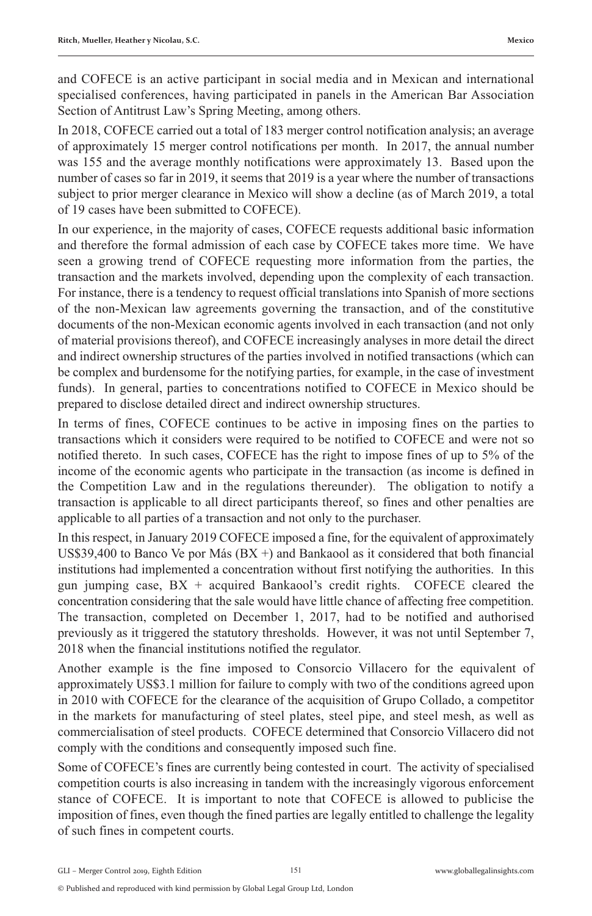and COFECE is an active participant in social media and in Mexican and international specialised conferences, having participated in panels in the American Bar Association Section of Antitrust Law's Spring Meeting, among others.

In 2018, COFECE carried out a total of 183 merger control notification analysis; an average of approximately 15 merger control notifications per month. In 2017, the annual number was 155 and the average monthly notifications were approximately 13. Based upon the number of cases so far in 2019, it seems that 2019 is a year where the number of transactions subject to prior merger clearance in Mexico will show a decline (as of March 2019, a total of 19 cases have been submitted to COFECE).

In our experience, in the majority of cases, COFECE requests additional basic information and therefore the formal admission of each case by COFECE takes more time. We have seen a growing trend of COFECE requesting more information from the parties, the transaction and the markets involved, depending upon the complexity of each transaction. For instance, there is a tendency to request official translations into Spanish of more sections of the non-Mexican law agreements governing the transaction, and of the constitutive documents of the non-Mexican economic agents involved in each transaction (and not only of material provisions thereof), and COFECE increasingly analyses in more detail the direct and indirect ownership structures of the parties involved in notified transactions (which can be complex and burdensome for the notifying parties, for example, in the case of investment funds). In general, parties to concentrations notified to COFECE in Mexico should be prepared to disclose detailed direct and indirect ownership structures.

In terms of fines, COFECE continues to be active in imposing fines on the parties to transactions which it considers were required to be notified to COFECE and were not so notified thereto. In such cases, COFECE has the right to impose fines of up to 5% of the income of the economic agents who participate in the transaction (as income is defined in the Competition Law and in the regulations thereunder). The obligation to notify a transaction is applicable to all direct participants thereof, so fines and other penalties are applicable to all parties of a transaction and not only to the purchaser.

In this respect, in January 2019 COFECE imposed a fine, for the equivalent of approximately US$39,400 to Banco Ve por Más (BX +) and Bankaool as it considered that both financial institutions had implemented a concentration without first notifying the authorities. In this gun jumping case, BX + acquired Bankaool's credit rights. COFECE cleared the concentration considering that the sale would have little chance of affecting free competition. The transaction, completed on December 1, 2017, had to be notified and authorised previously as it triggered the statutory thresholds. However, it was not until September 7, 2018 when the financial institutions notified the regulator.

Another example is the fine imposed to Consorcio Villacero for the equivalent of approximately US$3.1 million for failure to comply with two of the conditions agreed upon in 2010 with COFECE for the clearance of the acquisition of Grupo Collado, a competitor in the markets for manufacturing of steel plates, steel pipe, and steel mesh, as well as commercialisation of steel products. COFECE determined that Consorcio Villacero did not comply with the conditions and consequently imposed such fine.

Some of COFECE's fines are currently being contested in court. The activity of specialised competition courts is also increasing in tandem with the increasingly vigorous enforcement stance of COFECE. It is important to note that COFECE is allowed to publicise the imposition of fines, even though the fined parties are legally entitled to challenge the legality of such fines in competent courts.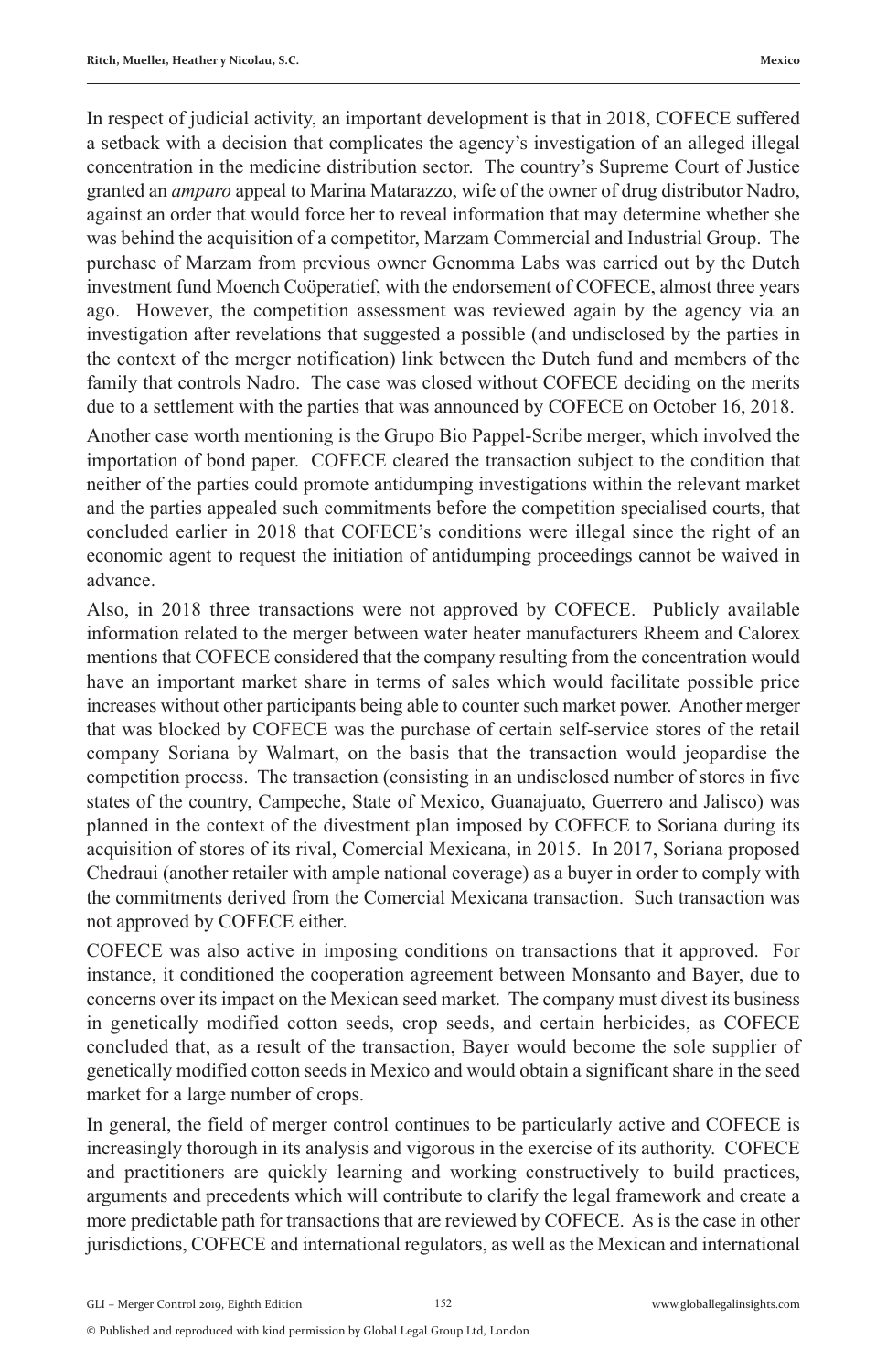In respect of judicial activity, an important development is that in 2018, COFECE suffered a setback with a decision that complicates the agency's investigation of an alleged illegal concentration in the medicine distribution sector. The country's Supreme Court of Justice granted an *amparo* appeal to Marina Matarazzo, wife of the owner of drug distributor Nadro, against an order that would force her to reveal information that may determine whether she was behind the acquisition of a competitor, Marzam Commercial and Industrial Group. The purchase of Marzam from previous owner Genomma Labs was carried out by the Dutch investment fund Moench Coöperatief, with the endorsement of COFECE, almost three years ago. However, the competition assessment was reviewed again by the agency via an investigation after revelations that suggested a possible (and undisclosed by the parties in the context of the merger notification) link between the Dutch fund and members of the family that controls Nadro. The case was closed without COFECE deciding on the merits due to a settlement with the parties that was announced by COFECE on October 16, 2018.

Another case worth mentioning is the Grupo Bio Pappel-Scribe merger, which involved the importation of bond paper. COFECE cleared the transaction subject to the condition that neither of the parties could promote antidumping investigations within the relevant market and the parties appealed such commitments before the competition specialised courts, that concluded earlier in 2018 that COFECE's conditions were illegal since the right of an economic agent to request the initiation of antidumping proceedings cannot be waived in advance.

Also, in 2018 three transactions were not approved by COFECE. Publicly available information related to the merger between water heater manufacturers Rheem and Calorex mentions that COFECE considered that the company resulting from the concentration would have an important market share in terms of sales which would facilitate possible price increases without other participants being able to counter such market power. Another merger that was blocked by COFECE was the purchase of certain self-service stores of the retail company Soriana by Walmart, on the basis that the transaction would jeopardise the competition process. The transaction (consisting in an undisclosed number of stores in five states of the country, Campeche, State of Mexico, Guanajuato, Guerrero and Jalisco) was planned in the context of the divestment plan imposed by COFECE to Soriana during its acquisition of stores of its rival, Comercial Mexicana, in 2015. In 2017, Soriana proposed Chedraui (another retailer with ample national coverage) as a buyer in order to comply with the commitments derived from the Comercial Mexicana transaction. Such transaction was not approved by COFECE either.

COFECE was also active in imposing conditions on transactions that it approved. For instance, it conditioned the cooperation agreement between Monsanto and Bayer, due to concerns over its impact on the Mexican seed market. The company must divest its business in genetically modified cotton seeds, crop seeds, and certain herbicides, as COFECE concluded that, as a result of the transaction, Bayer would become the sole supplier of genetically modified cotton seeds in Mexico and would obtain a significant share in the seed market for a large number of crops.

In general, the field of merger control continues to be particularly active and COFECE is increasingly thorough in its analysis and vigorous in the exercise of its authority. COFECE and practitioners are quickly learning and working constructively to build practices, arguments and precedents which will contribute to clarify the legal framework and create a more predictable path for transactions that are reviewed by COFECE. As is the case in other jurisdictions, COFECE and international regulators, as well as the Mexican and international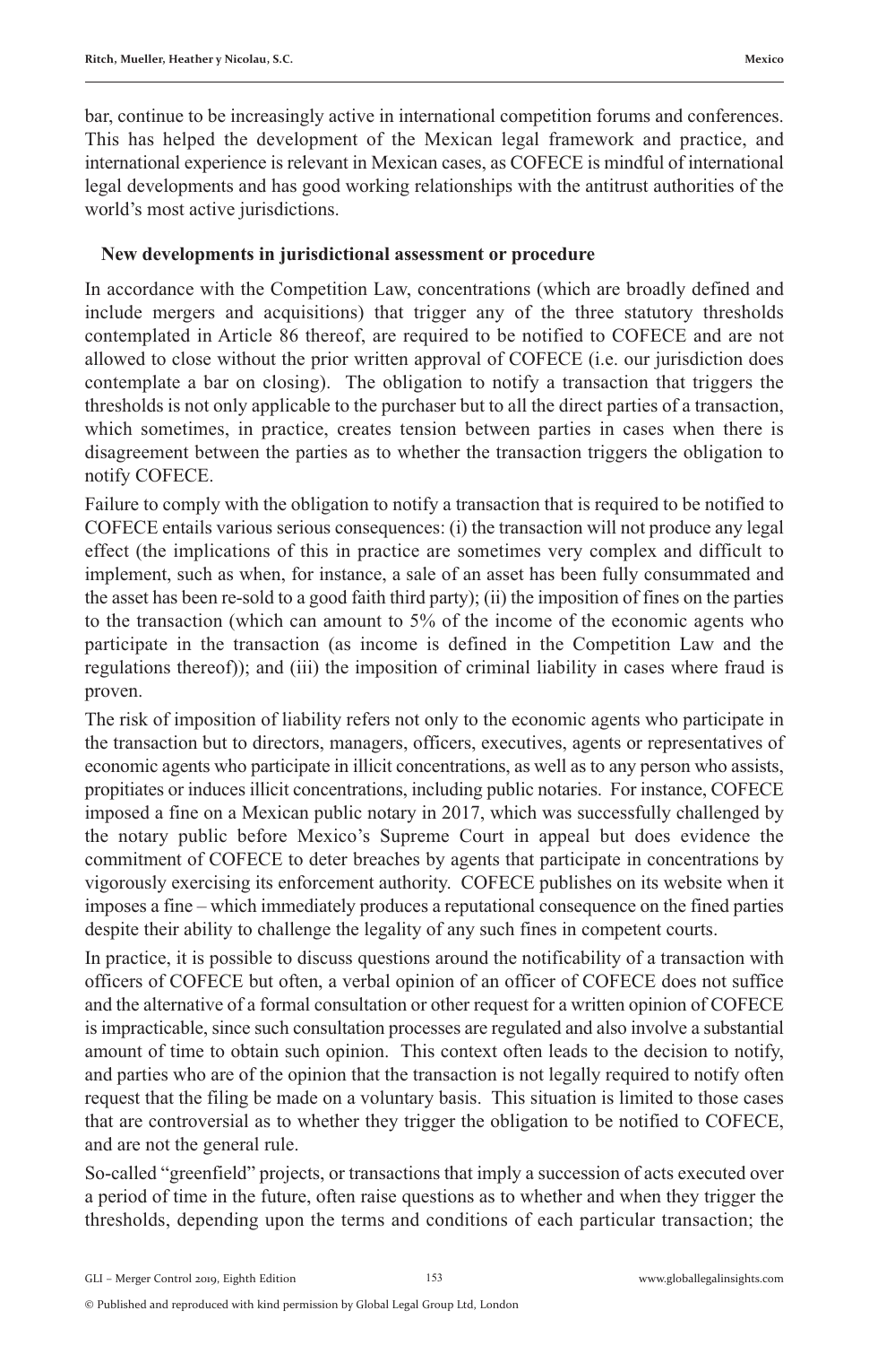bar, continue to be increasingly active in international competition forums and conferences. This has helped the development of the Mexican legal framework and practice, and international experience is relevant in Mexican cases, as COFECE is mindful of international legal developments and has good working relationships with the antitrust authorities of the world's most active jurisdictions.

## New developments in jurisdictional assessment or procedure

In accordance with the Competition Law, concentrations (which are broadly defined and include mergers and acquisitions) that trigger any of the three statutory thresholds contemplated in Article 86 thereof, are required to be notified to COFECE and are not allowed to close without the prior written approval of COFECE (i.e. our jurisdiction does contemplate a bar on closing). The obligation to notify a transaction that triggers the thresholds is not only applicable to the purchaser but to all the direct parties of a transaction, which sometimes, in practice, creates tension between parties in cases when there is disagreement between the parties as to whether the transaction triggers the obligation to notify COFECE.

Failure to comply with the obligation to notify a transaction that is required to be notified to COFECE entails various serious consequences: (i) the transaction will not produce any legal effect (the implications of this in practice are sometimes very complex and difficult to implement, such as when, for instance, a sale of an asset has been fully consummated and the asset has been re-sold to a good faith third party); (ii) the imposition of fines on the parties to the transaction (which can amount to 5% of the income of the economic agents who participate in the transaction (as income is defined in the Competition Law and the regulations thereof)); and (iii) the imposition of criminal liability in cases where fraud is proven.

The risk of imposition of liability refers not only to the economic agents who participate in the transaction but to directors, managers, officers, executives, agents or representatives of economic agents who participate in illicit concentrations, as well as to any person who assists, propitiates or induces illicit concentrations, including public notaries. For instance, COFECE imposed a fine on a Mexican public notary in 2017, which was successfully challenged by the notary public before Mexico's Supreme Court in appeal but does evidence the commitment of COFECE to deter breaches by agents that participate in concentrations by vigorously exercising its enforcement authority. COFECE publishes on its website when it imposes a fine – which immediately produces a reputational consequence on the fined parties despite their ability to challenge the legality of any such fines in competent courts.

In practice, it is possible to discuss questions around the notificability of a transaction with officers of COFECE but often, a verbal opinion of an officer of COFECE does not suffice and the alternative of a formal consultation or other request for a written opinion of COFECE is impracticable, since such consultation processes are regulated and also involve a substantial amount of time to obtain such opinion. This context often leads to the decision to notify, and parties who are of the opinion that the transaction is not legally required to notify often request that the filing be made on a voluntary basis. This situation is limited to those cases that are controversial as to whether they trigger the obligation to be notified to COFECE, and are not the general rule.

So-called "greenfield" projects, or transactions that imply a succession of acts executed over a period of time in the future, often raise questions as to whether and when they trigger the thresholds, depending upon the terms and conditions of each particular transaction; the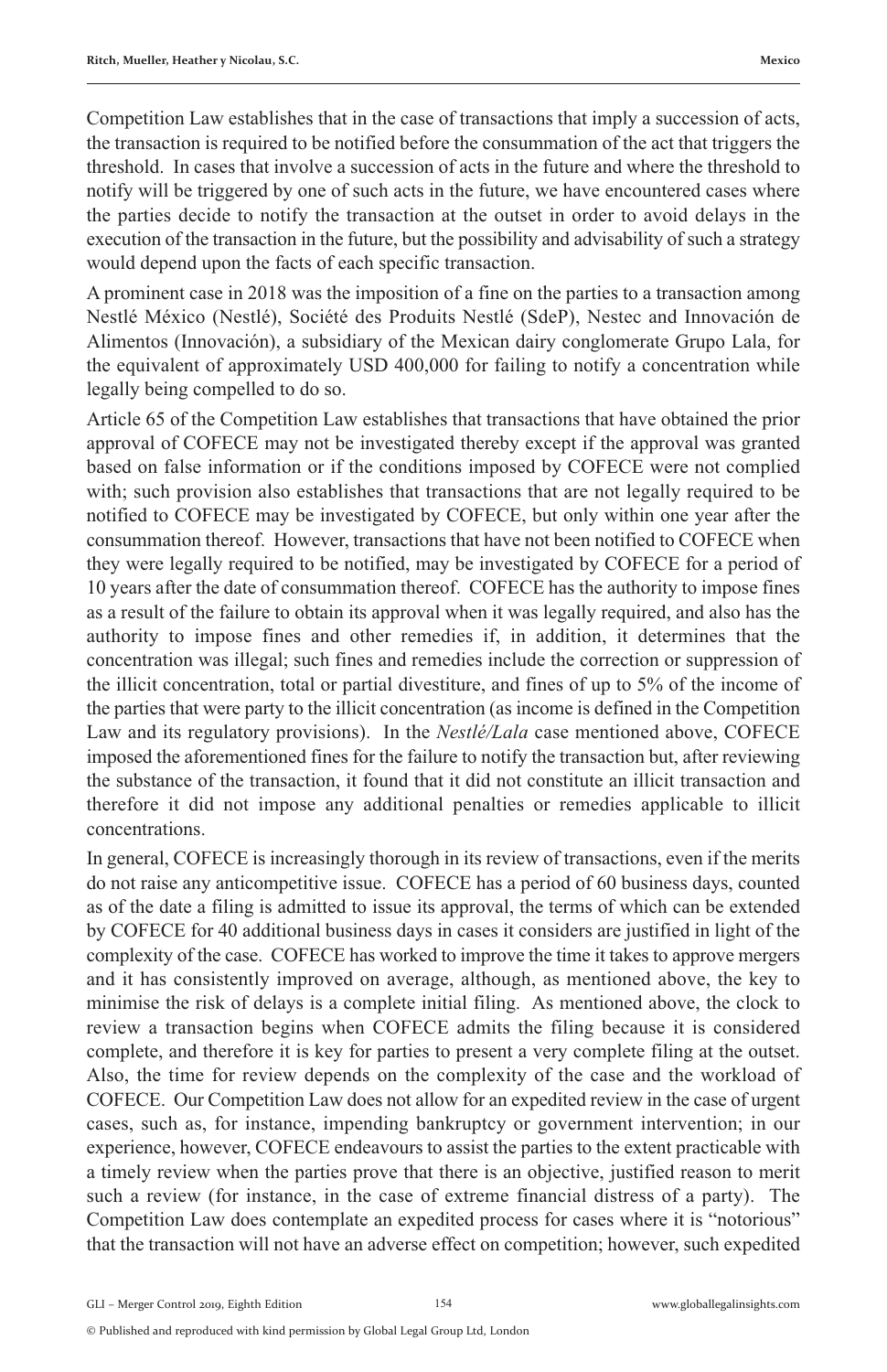Competition Law establishes that in the case of transactions that imply a succession of acts, the transaction is required to be notified before the consummation of the act that triggers the threshold. In cases that involve a succession of acts in the future and where the threshold to notify will be triggered by one of such acts in the future, we have encountered cases where the parties decide to notify the transaction at the outset in order to avoid delays in the execution of the transaction in the future, but the possibility and advisability of such a strategy would depend upon the facts of each specific transaction.

A prominent case in 2018 was the imposition of a fine on the parties to a transaction among Nestlé México (Nestlé), Société des Produits Nestlé (SdeP), Nestec and Innovación de Alimentos (Innovación), a subsidiary of the Mexican dairy conglomerate Grupo Lala, for the equivalent of approximately USD 400,000 for failing to notify a concentration while legally being compelled to do so.

Article 65 of the Competition Law establishes that transactions that have obtained the prior approval of COFECE may not be investigated thereby except if the approval was granted based on false information or if the conditions imposed by COFECE were not complied with; such provision also establishes that transactions that are not legally required to be notified to COFECE may be investigated by COFECE, but only within one year after the consummation thereof. However, transactions that have not been notified to COFECE when they were legally required to be notified, may be investigated by COFECE for a period of 10 years after the date of consummation thereof. COFECE has the authority to impose fines as a result of the failure to obtain its approval when it was legally required, and also has the authority to impose fines and other remedies if, in addition, it determines that the concentration was illegal; such fines and remedies include the correction or suppression of the illicit concentration, total or partial divestiture, and fines of up to 5% of the income of the parties that were party to the illicit concentration (as income is defined in the Competition Law and its regulatory provisions). In the *Nestlé/Lala* case mentioned above, COFECE imposed the aforementioned fines for the failure to notify the transaction but, after reviewing the substance of the transaction, it found that it did not constitute an illicit transaction and therefore it did not impose any additional penalties or remedies applicable to illicit concentrations.

In general, COFECE is increasingly thorough in its review of transactions, even if the merits do not raise any anticompetitive issue. COFECE has a period of 60 business days, counted as of the date a filing is admitted to issue its approval, the terms of which can be extended by COFECE for 40 additional business days in cases it considers are justified in light of the complexity of the case. COFECE has worked to improve the time it takes to approve mergers and it has consistently improved on average, although, as mentioned above, the key to minimise the risk of delays is a complete initial filing. As mentioned above, the clock to review a transaction begins when COFECE admits the filing because it is considered complete, and therefore it is key for parties to present a very complete filing at the outset. Also, the time for review depends on the complexity of the case and the workload of COFECE. Our Competition Law does not allow for an expedited review in the case of urgent cases, such as, for instance, impending bankruptcy or government intervention; in our experience, however, COFECE endeavours to assist the parties to the extent practicable with a timely review when the parties prove that there is an objective, justified reason to merit such a review (for instance, in the case of extreme financial distress of a party). The Competition Law does contemplate an expedited process for cases where it is "notorious" that the transaction will not have an adverse effect on competition; however, such expedited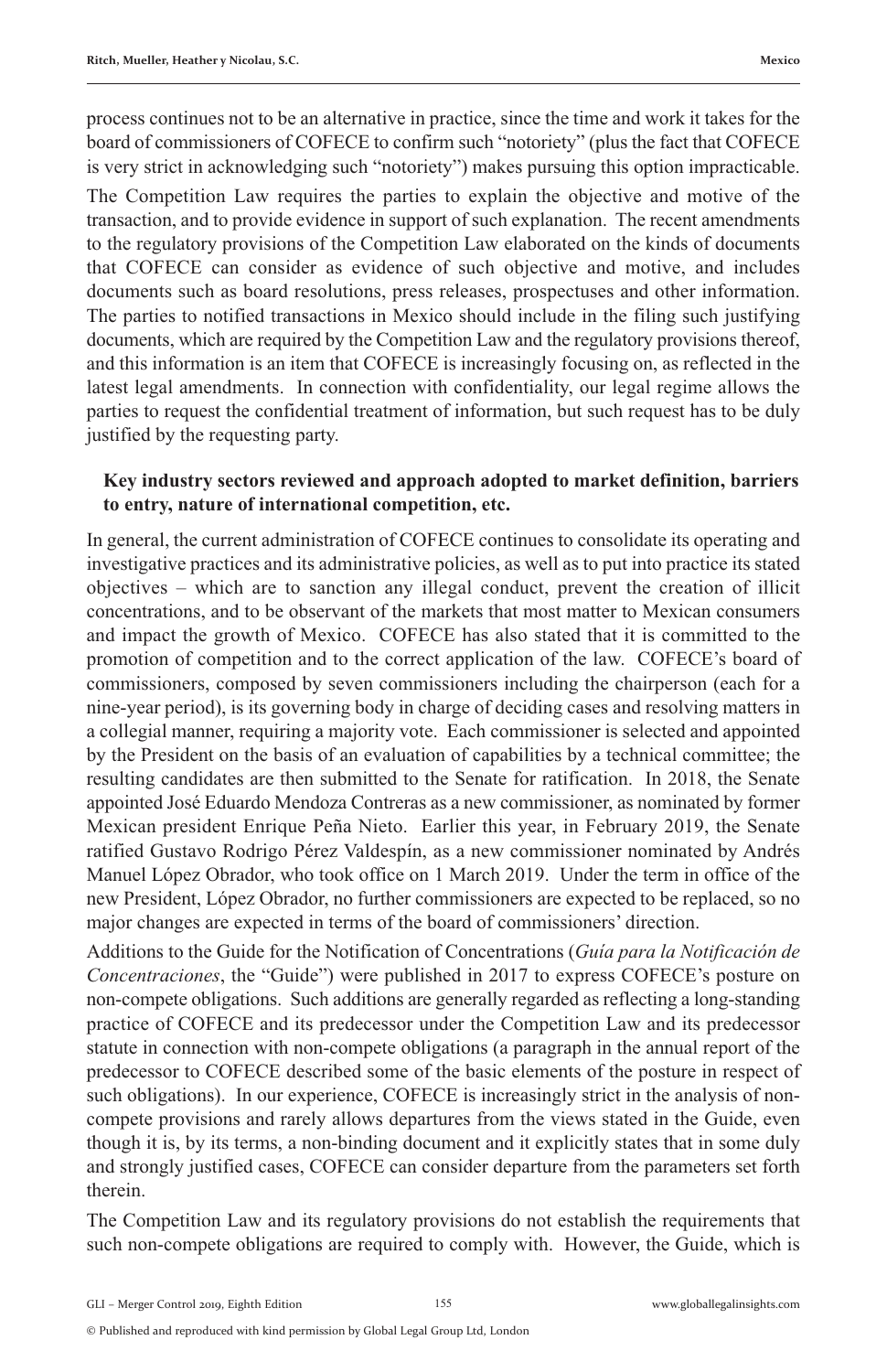process continues not to be an alternative in practice, since the time and work it takes for the board of commissioners of COFECE to confirm such "notoriety" (plus the fact that COFECE is very strict in acknowledging such "notoriety") makes pursuing this option impracticable.

The Competition Law requires the parties to explain the objective and motive of the transaction, and to provide evidence in support of such explanation. The recent amendments to the regulatory provisions of the Competition Law elaborated on the kinds of documents that COFECE can consider as evidence of such objective and motive, and includes documents such as board resolutions, press releases, prospectuses and other information. The parties to notified transactions in Mexico should include in the filing such justifying documents, which are required by the Competition Law and the regulatory provisions thereof, and this information is an item that COFECE is increasingly focusing on, as reflected in the latest legal amendments. In connection with confidentiality, our legal regime allows the parties to request the confidential treatment of information, but such request has to be duly justified by the requesting party.

## Key industry sectors reviewed and approach adopted to market definition, barriers to entry, nature of international competition, etc.

In general, the current administration of COFECE continues to consolidate its operating and investigative practices and its administrative policies, as well as to put into practice its stated objectives – which are to sanction any illegal conduct, prevent the creation of illicit concentrations, and to be observant of the markets that most matter to Mexican consumers and impact the growth of Mexico. COFECE has also stated that it is committed to the promotion of competition and to the correct application of the law. COFECE's board of commissioners, composed by seven commissioners including the chairperson (each for a nine-year period), is its governing body in charge of deciding cases and resolving matters in a collegial manner, requiring a majority vote. Each commissioner is selected and appointed by the President on the basis of an evaluation of capabilities by a technical committee; the resulting candidates are then submitted to the Senate for ratification. In 2018, the Senate appointed José Eduardo Mendoza Contreras as a new commissioner, as nominated by former Mexican president Enrique Peña Nieto. Earlier this year, in February 2019, the Senate ratified Gustavo Rodrigo Pérez Valdespín, as a new commissioner nominated by Andrés Manuel López Obrador, who took office on 1 March 2019. Under the term in office of the new President, López Obrador, no further commissioners are expected to be replaced, so no major changes are expected in terms of the board of commissioners' direction.

Additions to the Guide for the Notification of Concentrations (*Guía para la Notificación de Concentraciones*, the "Guide") were published in 2017 to express COFECE's posture on non-compete obligations. Such additions are generally regarded as reflecting a long-standing practice of COFECE and its predecessor under the Competition Law and its predecessor statute in connection with non-compete obligations (a paragraph in the annual report of the predecessor to COFECE described some of the basic elements of the posture in respect of such obligations). In our experience, COFECE is increasingly strict in the analysis of non-compete provisions and rarely allows departures from the views stated in the Guide, even though it is, by its terms, a non-binding document and it explicitly states that in some duly and strongly justified cases, COFECE can consider departure from the parameters set forth therein.

The Competition Law and its regulatory provisions do not establish the requirements that such non-compete obligations are required to comply with. However, the Guide, which is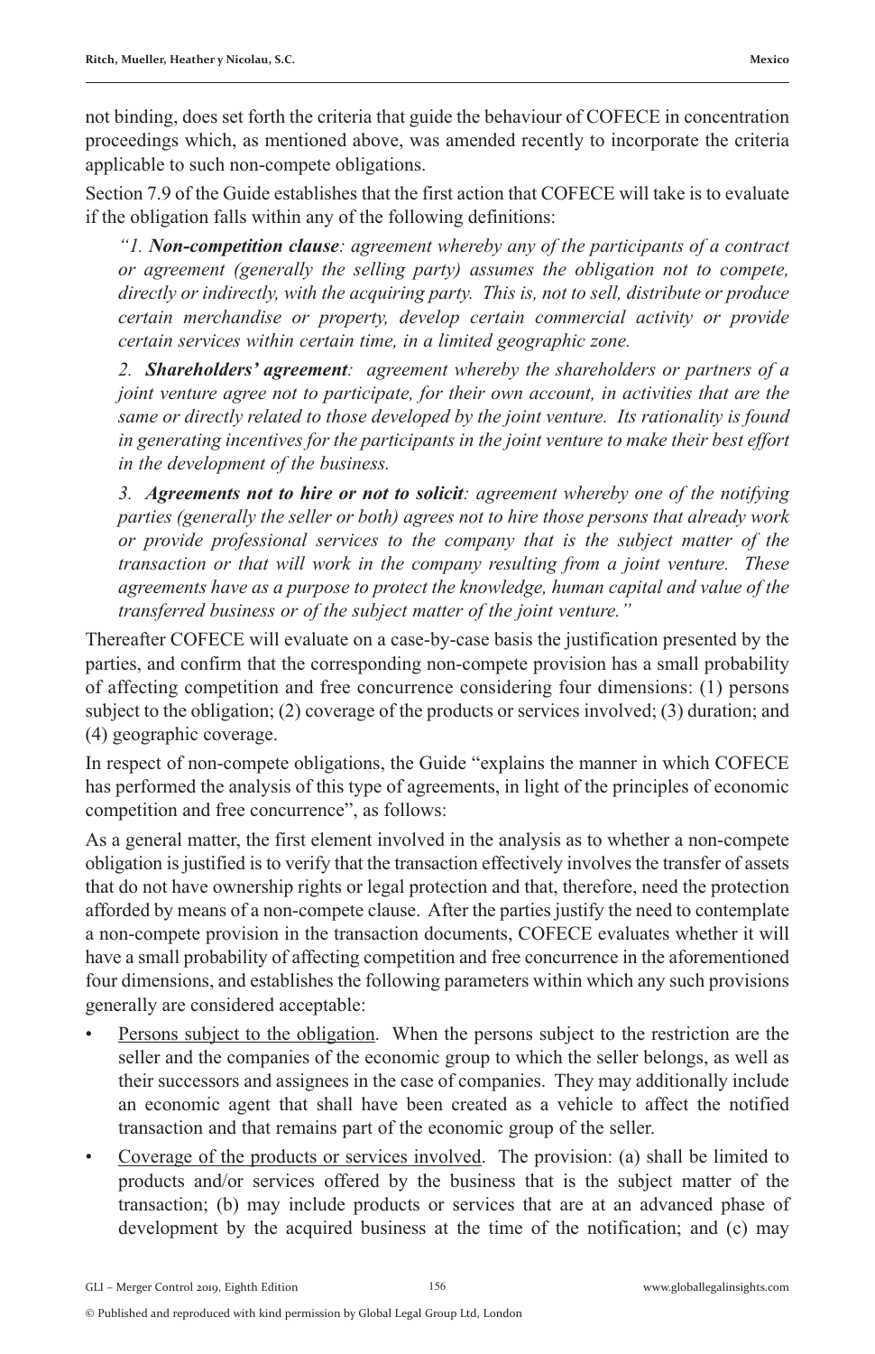not binding, does set forth the criteria that guide the behaviour of COFECE in concentration proceedings which, as mentioned above, was amended recently to incorporate the criteria applicable to such non-compete obligations.

Section 7.9 of the Guide establishes that the first action that COFECE will take is to evaluate if the obligation falls within any of the following definitions:

> *"1. **Non-competition clause**: agreement whereby any of the participants of a contract or agreement (generally the selling party) assumes the obligation not to compete, directly or indirectly, with the acquiring party. This is, not to sell, distribute or produce certain merchandise or property, develop certain commercial activity or provide certain services within certain time, in a limited geographic zone.*
>
> *2. **Shareholders' agreement**: agreement whereby the shareholders or partners of a joint venture agree not to participate, for their own account, in activities that are the same or directly related to those developed by the joint venture. Its rationality is found in generating incentives for the participants in the joint venture to make their best effort in the development of the business.*
>
> *3. **Agreements not to hire or not to solicit**: agreement whereby one of the notifying parties (generally the seller or both) agrees not to hire those persons that already work or provide professional services to the company that is the subject matter of the transaction or that will work in the company resulting from a joint venture. These agreements have as a purpose to protect the knowledge, human capital and value of the transferred business or of the subject matter of the joint venture."*

Thereafter COFECE will evaluate on a case-by-case basis the justification presented by the parties, and confirm that the corresponding non-compete provision has a small probability of affecting competition and free concurrence considering four dimensions: (1) persons subject to the obligation; (2) coverage of the products or services involved; (3) duration; and (4) geographic coverage.

In respect of non-compete obligations, the Guide "explains the manner in which COFECE has performed the analysis of this type of agreements, in light of the principles of economic competition and free concurrence", as follows:

As a general matter, the first element involved in the analysis as to whether a non-compete obligation is justified is to verify that the transaction effectively involves the transfer of assets that do not have ownership rights or legal protection and that, therefore, need the protection afforded by means of a non-compete clause. After the parties justify the need to contemplate a non-compete provision in the transaction documents, COFECE evaluates whether it will have a small probability of affecting competition and free concurrence in the aforementioned four dimensions, and establishes the following parameters within which any such provisions generally are considered acceptable:

- Persons subject to the obligation. When the persons subject to the restriction are the seller and the companies of the economic group to which the seller belongs, as well as their successors and assignees in the case of companies. They may additionally include an economic agent that shall have been created as a vehicle to affect the notified transaction and that remains part of the economic group of the seller.
- Coverage of the products or services involved. The provision: (a) shall be limited to products and/or services offered by the business that is the subject matter of the transaction; (b) may include products or services that are at an advanced phase of development by the acquired business at the time of the notification; and (c) may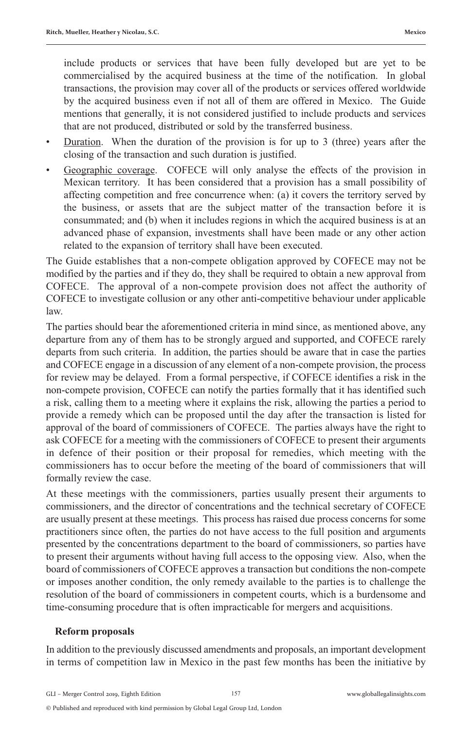include products or services that have been fully developed but are yet to be commercialised by the acquired business at the time of the notification. In global transactions, the provision may cover all of the products or services offered worldwide by the acquired business even if not all of them are offered in Mexico. The Guide mentions that generally, it is not considered justified to include products and services that are not produced, distributed or sold by the transferred business.

- Duration. When the duration of the provision is for up to 3 (three) years after the closing of the transaction and such duration is justified.
- Geographic coverage. COFECE will only analyse the effects of the provision in Mexican territory. It has been considered that a provision has a small possibility of affecting competition and free concurrence when: (a) it covers the territory served by the business, or assets that are the subject matter of the transaction before it is consummated; and (b) when it includes regions in which the acquired business is at an advanced phase of expansion, investments shall have been made or any other action related to the expansion of territory shall have been executed.

The Guide establishes that a non-compete obligation approved by COFECE may not be modified by the parties and if they do, they shall be required to obtain a new approval from COFECE. The approval of a non-compete provision does not affect the authority of COFECE to investigate collusion or any other anti-competitive behaviour under applicable law.

The parties should bear the aforementioned criteria in mind since, as mentioned above, any departure from any of them has to be strongly argued and supported, and COFECE rarely departs from such criteria. In addition, the parties should be aware that in case the parties and COFECE engage in a discussion of any element of a non-compete provision, the process for review may be delayed. From a formal perspective, if COFECE identifies a risk in the non-compete provision, COFECE can notify the parties formally that it has identified such a risk, calling them to a meeting where it explains the risk, allowing the parties a period to provide a remedy which can be proposed until the day after the transaction is listed for approval of the board of commissioners of COFECE. The parties always have the right to ask COFECE for a meeting with the commissioners of COFECE to present their arguments in defence of their position or their proposal for remedies, which meeting with the commissioners has to occur before the meeting of the board of commissioners that will formally review the case.

At these meetings with the commissioners, parties usually present their arguments to commissioners, and the director of concentrations and the technical secretary of COFECE are usually present at these meetings. This process has raised due process concerns for some practitioners since often, the parties do not have access to the full position and arguments presented by the concentrations department to the board of commissioners, so parties have to present their arguments without having full access to the opposing view. Also, when the board of commissioners of COFECE approves a transaction but conditions the non-compete or imposes another condition, the only remedy available to the parties is to challenge the resolution of the board of commissioners in competent courts, which is a burdensome and time-consuming procedure that is often impracticable for mergers and acquisitions.

## Reform proposals

In addition to the previously discussed amendments and proposals, an important development in terms of competition law in Mexico in the past few months has been the initiative by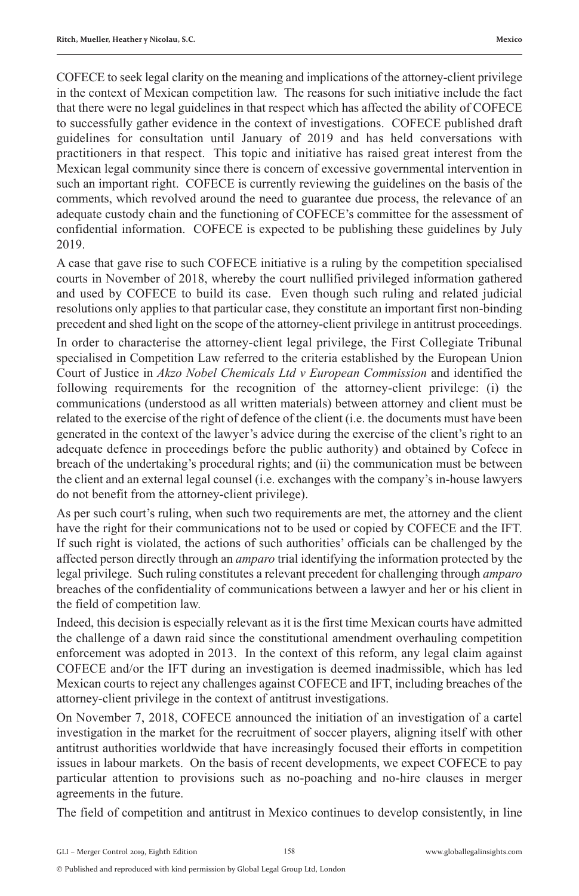COFECE to seek legal clarity on the meaning and implications of the attorney-client privilege in the context of Mexican competition law. The reasons for such initiative include the fact that there were no legal guidelines in that respect which has affected the ability of COFECE to successfully gather evidence in the context of investigations. COFECE published draft guidelines for consultation until January of 2019 and has held conversations with practitioners in that respect. This topic and initiative has raised great interest from the Mexican legal community since there is concern of excessive governmental intervention in such an important right. COFECE is currently reviewing the guidelines on the basis of the comments, which revolved around the need to guarantee due process, the relevance of an adequate custody chain and the functioning of COFECE's committee for the assessment of confidential information. COFECE is expected to be publishing these guidelines by July 2019.

A case that gave rise to such COFECE initiative is a ruling by the competition specialised courts in November of 2018, whereby the court nullified privileged information gathered and used by COFECE to build its case. Even though such ruling and related judicial resolutions only applies to that particular case, they constitute an important first non-binding precedent and shed light on the scope of the attorney-client privilege in antitrust proceedings.

In order to characterise the attorney-client legal privilege, the First Collegiate Tribunal specialised in Competition Law referred to the criteria established by the European Union Court of Justice in *Akzo Nobel Chemicals Ltd v European Commission* and identified the following requirements for the recognition of the attorney-client privilege: (i) the communications (understood as all written materials) between attorney and client must be related to the exercise of the right of defence of the client (i.e. the documents must have been generated in the context of the lawyer's advice during the exercise of the client's right to an adequate defence in proceedings before the public authority) and obtained by Cofece in breach of the undertaking's procedural rights; and (ii) the communication must be between the client and an external legal counsel (i.e. exchanges with the company's in-house lawyers do not benefit from the attorney-client privilege).

As per such court's ruling, when such two requirements are met, the attorney and the client have the right for their communications not to be used or copied by COFECE and the IFT. If such right is violated, the actions of such authorities' officials can be challenged by the affected person directly through an *amparo* trial identifying the information protected by the legal privilege. Such ruling constitutes a relevant precedent for challenging through *amparo* breaches of the confidentiality of communications between a lawyer and her or his client in the field of competition law.

Indeed, this decision is especially relevant as it is the first time Mexican courts have admitted the challenge of a dawn raid since the constitutional amendment overhauling competition enforcement was adopted in 2013. In the context of this reform, any legal claim against COFECE and/or the IFT during an investigation is deemed inadmissible, which has led Mexican courts to reject any challenges against COFECE and IFT, including breaches of the attorney-client privilege in the context of antitrust investigations.

On November 7, 2018, COFECE announced the initiation of an investigation of a cartel investigation in the market for the recruitment of soccer players, aligning itself with other antitrust authorities worldwide that have increasingly focused their efforts in competition issues in labour markets. On the basis of recent developments, we expect COFECE to pay particular attention to provisions such as no-poaching and no-hire clauses in merger agreements in the future.

The field of competition and antitrust in Mexico continues to develop consistently, in line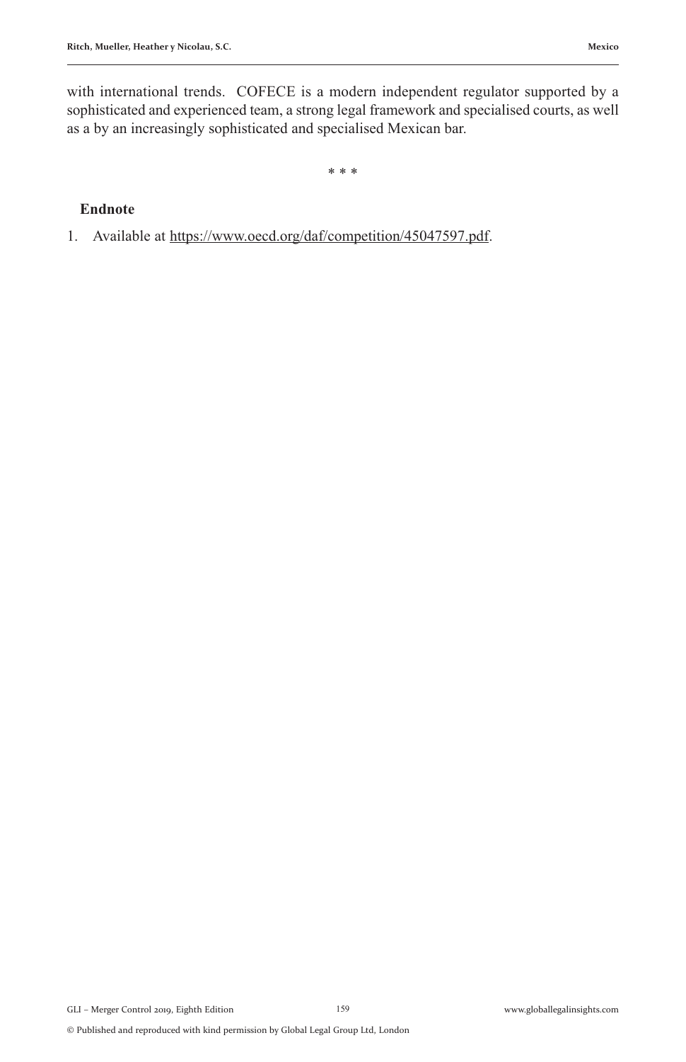with international trends.  COFECE is a modern independent regulator supported by a sophisticated and experienced team, a strong legal framework and specialised courts, as well as a by an increasingly sophisticated and specialised Mexican bar.

* * *

**Endnote**

1. Available at https://www.oecd.org/daf/competition/45047597.pdf.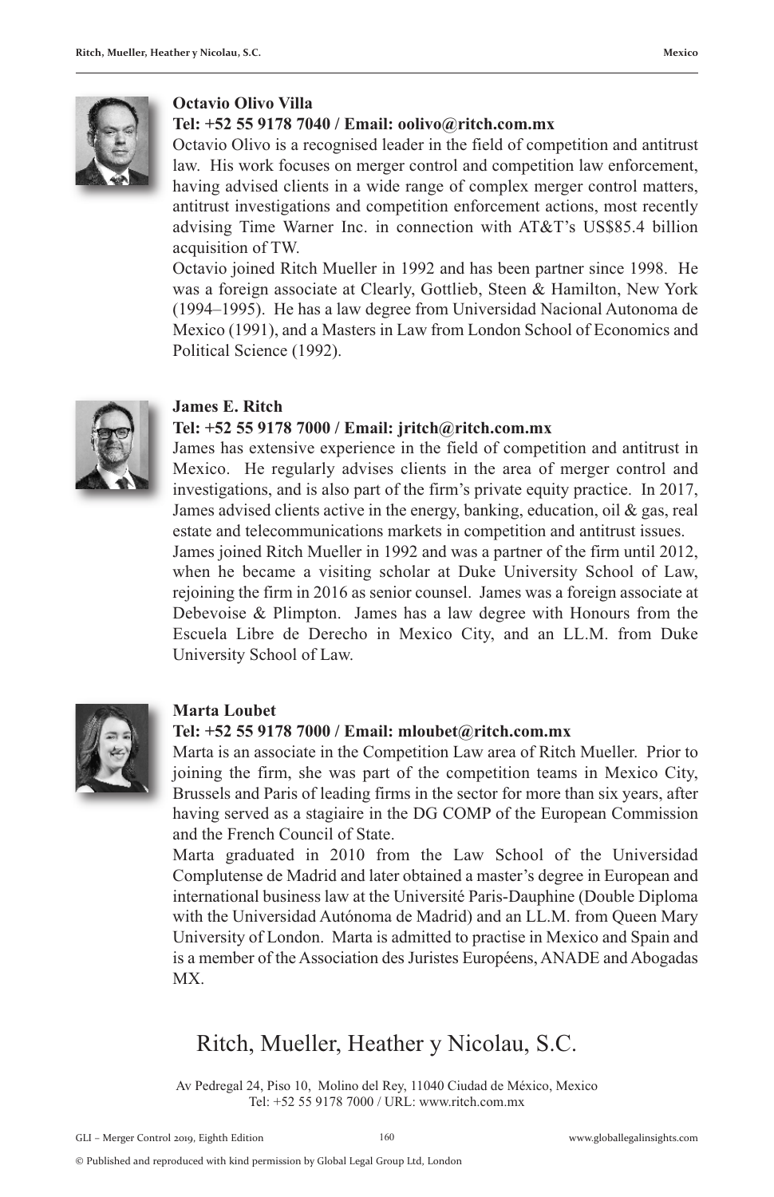**Octavio Olivo Villa**

**Tel: +52 55 9178 7040 / Email: oolivo@ritch.com.mx**

Octavio Olivo is a recognised leader in the field of competition and antitrust law. His work focuses on merger control and competition law enforcement, having advised clients in a wide range of complex merger control matters, antitrust investigations and competition enforcement actions, most recently advising Time Warner Inc. in connection with AT&T's US$85.4 billion acquisition of TW.

Octavio joined Ritch Mueller in 1992 and has been partner since 1998. He was a foreign associate at Clearly, Gottlieb, Steen & Hamilton, New York (1994–1995). He has a law degree from Universidad Nacional Autonoma de Mexico (1991), and a Masters in Law from London School of Economics and Political Science (1992).

**James E. Ritch**

**Tel: +52 55 9178 7000 / Email: jritch@ritch.com.mx**

James has extensive experience in the field of competition and antitrust in Mexico. He regularly advises clients in the area of merger control and investigations, and is also part of the firm's private equity practice. In 2017, James advised clients active in the energy, banking, education, oil & gas, real estate and telecommunications markets in competition and antitrust issues.

James joined Ritch Mueller in 1992 and was a partner of the firm until 2012, when he became a visiting scholar at Duke University School of Law, rejoining the firm in 2016 as senior counsel. James was a foreign associate at Debevoise & Plimpton. James has a law degree with Honours from the Escuela Libre de Derecho in Mexico City, and an LL.M. from Duke University School of Law.

**Marta Loubet**

**Tel: +52 55 9178 7000 / Email: mloubet@ritch.com.mx**

Marta is an associate in the Competition Law area of Ritch Mueller. Prior to joining the firm, she was part of the competition teams in Mexico City, Brussels and Paris of leading firms in the sector for more than six years, after having served as a stagiaire in the DG COMP of the European Commission and the French Council of State.

Marta graduated in 2010 from the Law School of the Universidad Complutense de Madrid and later obtained a master's degree in European and international business law at the Université Paris-Dauphine (Double Diploma with the Universidad Autónoma de Madrid) and an LL.M. from Queen Mary University of London. Marta is admitted to practise in Mexico and Spain and is a member of the Association des Juristes Européens, ANADE and Abogadas MX.

## Ritch, Mueller, Heather y Nicolau, S.C.

Av Pedregal 24, Piso 10, Molino del Rey, 11040 Ciudad de México, Mexico
Tel: +52 55 9178 7000 / URL: www.ritch.com.mx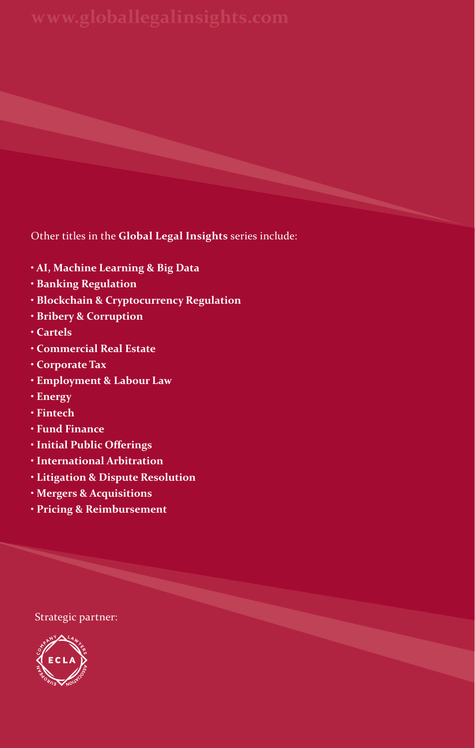www.globallegalinsights.com

Other titles in the **Global Legal Insights** series include:

- **AI, Machine Learning & Big Data**
- **Banking Regulation**
- **Blockchain & Cryptocurrency Regulation**
- **Bribery & Corruption**
- **Cartels**
- **Commercial Real Estate**
- **Corporate Tax**
- **Employment & Labour Law**
- **Energy**
- **Fintech**
- **Fund Finance**
- **Initial Public Offerings**
- **International Arbitration**
- **Litigation & Dispute Resolution**
- **Mergers & Acquisitions**
- **Pricing & Reimbursement**

Strategic partner:

ECLA – European Company Lawyers Association